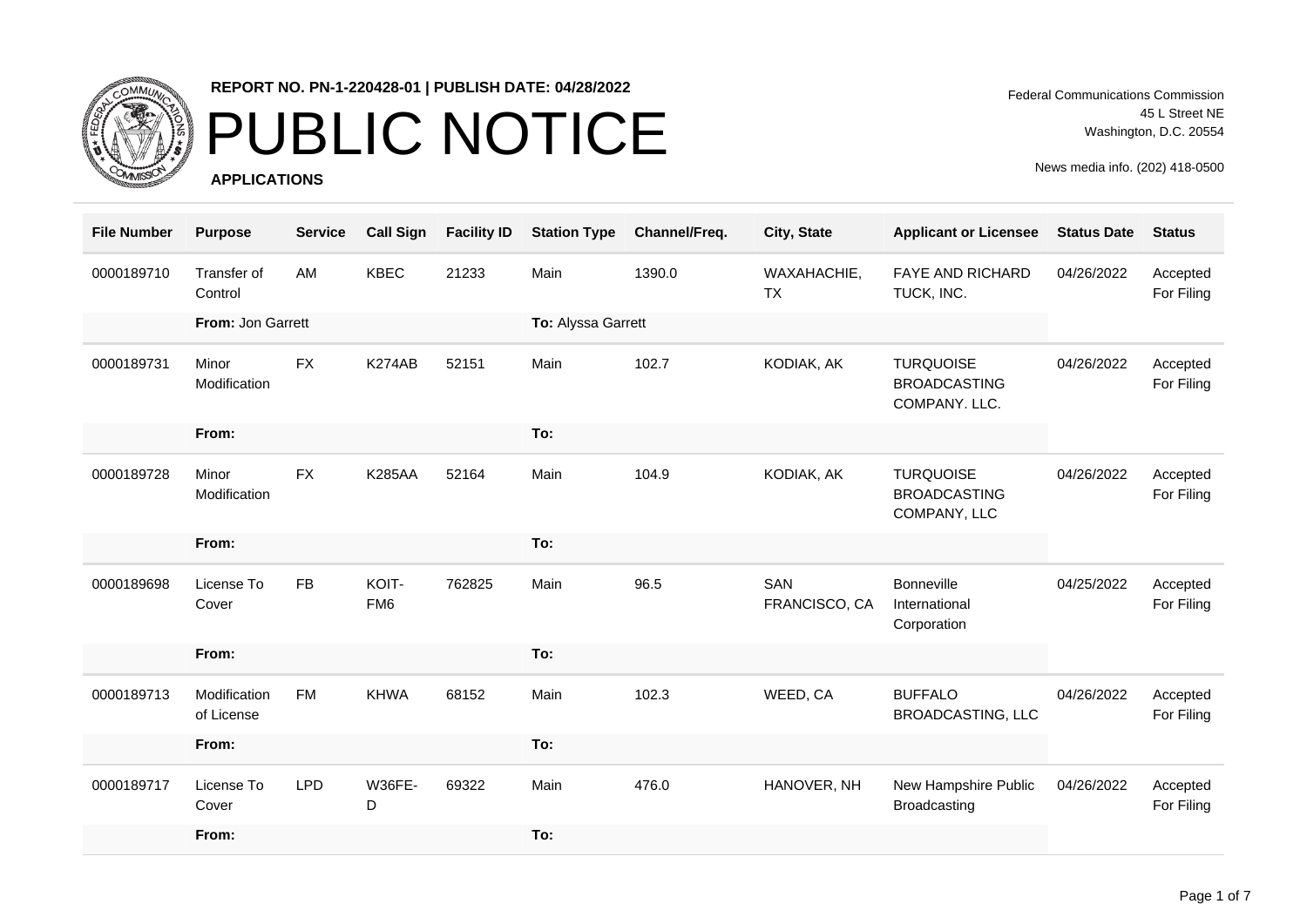**REPORT NO. PN-1-220428-01 | PUBLISH DATE: 04/28/2022**

# PUBLIC NOTICE

**APPLICATIONS**

Federal Communications Commission
45 L Street NE
Washington, D.C. 20554

News media info. (202) 418-0500

| File Number | Purpose | Service | Call Sign | Facility ID | Station Type | Channel/Freq. | City, State | Applicant or Licensee | Status Date | Status |
|---|---|---|---|---|---|---|---|---|---|---|
| 0000189710 | Transfer of Control | AM | KBEC | 21233 | Main | 1390.0 | WAXAHACHIE, TX | FAYE AND RICHARD TUCK, INC. | 04/26/2022 | Accepted For Filing |
| | **From:** Jon Garrett | | | | **To:** Alyssa Garrett | | | | | |
| 0000189731 | Minor Modification | FX | K274AB | 52151 | Main | 102.7 | KODIAK, AK | TURQUOISE BROADCASTING COMPANY. LLC. | 04/26/2022 | Accepted For Filing |
| | **From:** | | | | **To:** | | | | | |
| 0000189728 | Minor Modification | FX | K285AA | 52164 | Main | 104.9 | KODIAK, AK | TURQUOISE BROADCASTING COMPANY, LLC | 04/26/2022 | Accepted For Filing |
| | **From:** | | | | **To:** | | | | | |
| 0000189698 | License To Cover | FB | KOIT-FM6 | 762825 | Main | 96.5 | SAN FRANCISCO, CA | Bonneville International Corporation | 04/25/2022 | Accepted For Filing |
| | **From:** | | | | **To:** | | | | | |
| 0000189713 | Modification of License | FM | KHWA | 68152 | Main | 102.3 | WEED, CA | BUFFALO BROADCASTING, LLC | 04/26/2022 | Accepted For Filing |
| | **From:** | | | | **To:** | | | | | |
| 0000189717 | License To Cover | LPD | W36FE-D | 69322 | Main | 476.0 | HANOVER, NH | New Hampshire Public Broadcasting | 04/26/2022 | Accepted For Filing |
| | **From:** | | | | **To:** | | | | | |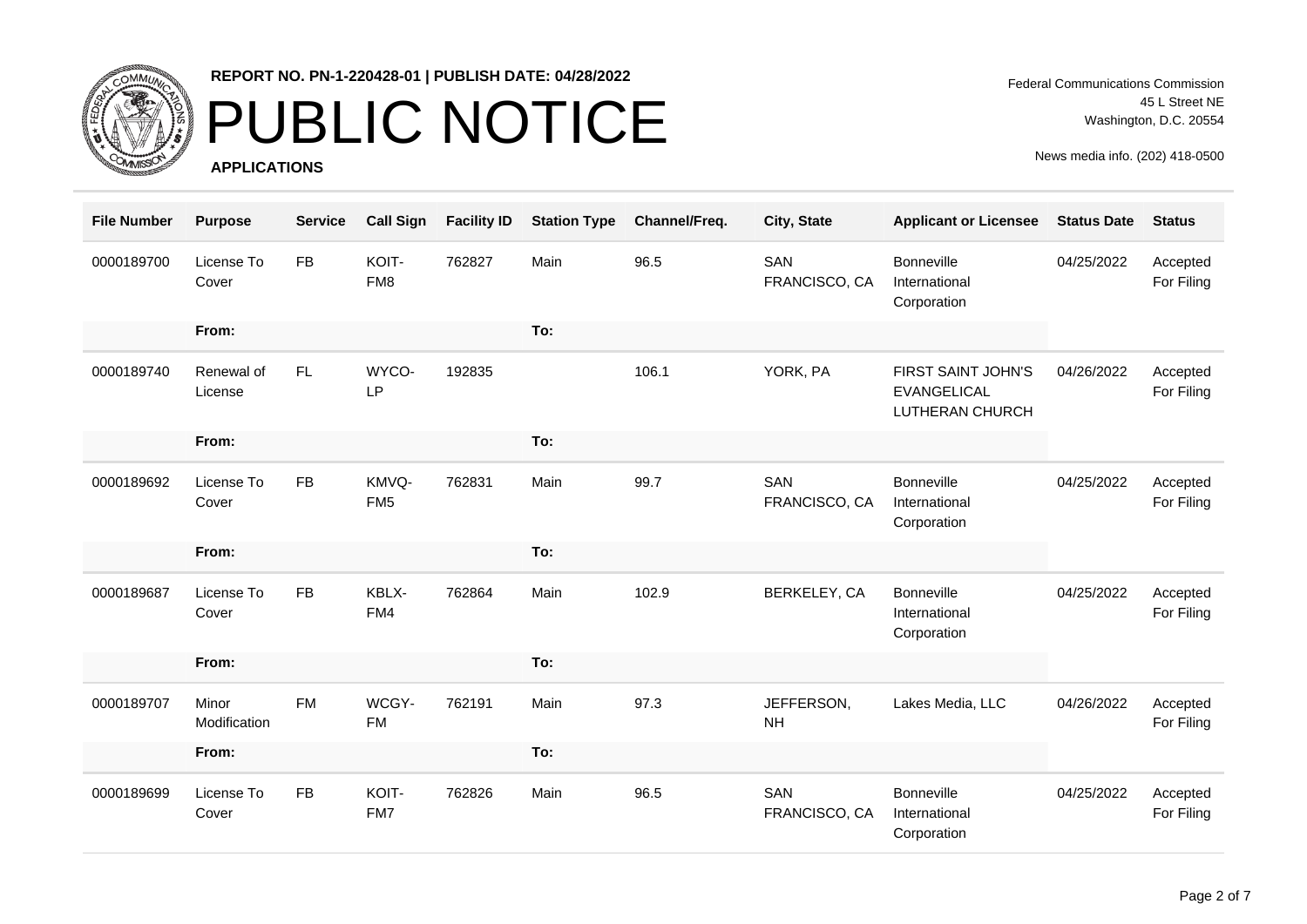**REPORT NO. PN-1-220428-01 | PUBLISH DATE: 04/28/2022**

# PUBLIC NOTICE

**APPLICATIONS**

Federal Communications Commission
45 L Street NE
Washington, D.C. 20554

News media info. (202) 418-0500

| File Number | Purpose | Service | Call Sign | Facility ID | Station Type | Channel/Freq. | City, State | Applicant or Licensee | Status Date | Status |
|---|---|---|---|---|---|---|---|---|---|---|
| 0000189700 | License To Cover | FB | KOIT-FM8 | 762827 | Main | 96.5 | SAN FRANCISCO, CA | Bonneville International Corporation | 04/25/2022 | Accepted For Filing |
| | **From:** | | | | **To:** | | | | | |
| 0000189740 | Renewal of License | FL | WYCO-LP | 192835 | | 106.1 | YORK, PA | FIRST SAINT JOHN'S EVANGELICAL LUTHERAN CHURCH | 04/26/2022 | Accepted For Filing |
| | **From:** | | | | **To:** | | | | | |
| 0000189692 | License To Cover | FB | KMVQ-FM5 | 762831 | Main | 99.7 | SAN FRANCISCO, CA | Bonneville International Corporation | 04/25/2022 | Accepted For Filing |
| | **From:** | | | | **To:** | | | | | |
| 0000189687 | License To Cover | FB | KBLX-FM4 | 762864 | Main | 102.9 | BERKELEY, CA | Bonneville International Corporation | 04/25/2022 | Accepted For Filing |
| | **From:** | | | | **To:** | | | | | |
| 0000189707 | Minor Modification | FM | WCGY-FM | 762191 | Main | 97.3 | JEFFERSON, NH | Lakes Media, LLC | 04/26/2022 | Accepted For Filing |
| | **From:** | | | | **To:** | | | | | |
| 0000189699 | License To Cover | FB | KOIT-FM7 | 762826 | Main | 96.5 | SAN FRANCISCO, CA | Bonneville International Corporation | 04/25/2022 | Accepted For Filing |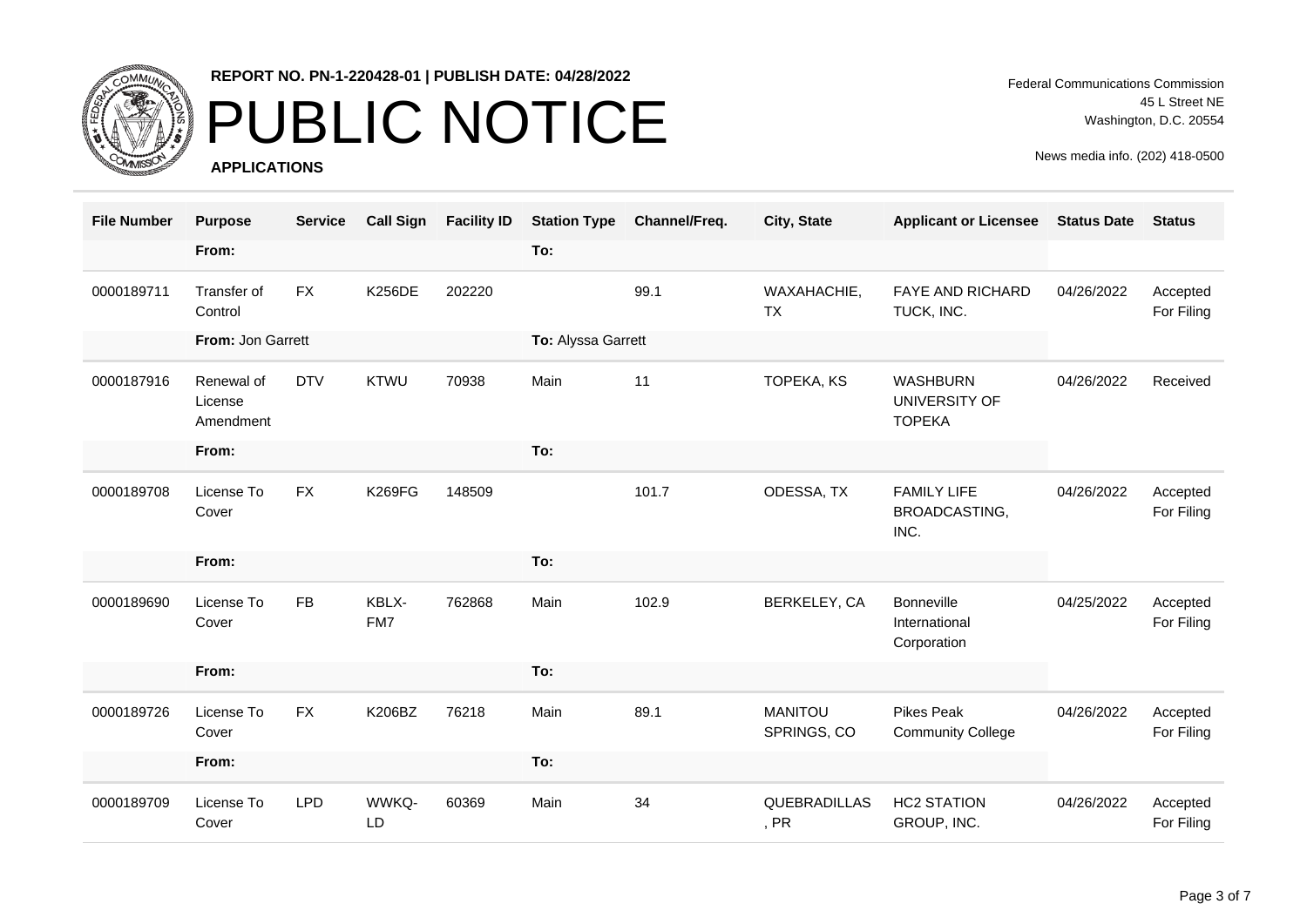REPORT NO. PN-1-220428-01 | PUBLISH DATE: 04/28/2022

# PUBLIC NOTICE

**APPLICATIONS**

Federal Communications Commission
45 L Street NE
Washington, D.C. 20554

News media info. (202) 418-0500

| File Number | Purpose | Service | Call Sign | Facility ID | Station Type | Channel/Freq. | City, State | Applicant or Licensee | Status Date | Status |
|---|---|---|---|---|---|---|---|---|---|---|
| | **From:** | | | | **To:** | | | | | |
| 0000189711 | Transfer of Control | FX | K256DE | 202220 | | 99.1 | WAXAHACHIE, TX | FAYE AND RICHARD TUCK, INC. | 04/26/2022 | Accepted For Filing |
| | **From:** Jon Garrett | | | | **To:** Alyssa Garrett | | | | | |
| 0000187916 | Renewal of License Amendment | DTV | KTWU | 70938 | Main | 11 | TOPEKA, KS | WASHBURN UNIVERSITY OF TOPEKA | 04/26/2022 | Received |
| | **From:** | | | | **To:** | | | | | |
| 0000189708 | License To Cover | FX | K269FG | 148509 | | 101.7 | ODESSA, TX | FAMILY LIFE BROADCASTING, INC. | 04/26/2022 | Accepted For Filing |
| | **From:** | | | | **To:** | | | | | |
| 0000189690 | License To Cover | FB | KBLX-FM7 | 762868 | Main | 102.9 | BERKELEY, CA | Bonneville International Corporation | 04/25/2022 | Accepted For Filing |
| | **From:** | | | | **To:** | | | | | |
| 0000189726 | License To Cover | FX | K206BZ | 76218 | Main | 89.1 | MANITOU SPRINGS, CO | Pikes Peak Community College | 04/26/2022 | Accepted For Filing |
| | **From:** | | | | **To:** | | | | | |
| 0000189709 | License To Cover | LPD | WWKQ-LD | 60369 | Main | 34 | QUEBRADILLAS, PR | HC2 STATION GROUP, INC. | 04/26/2022 | Accepted For Filing |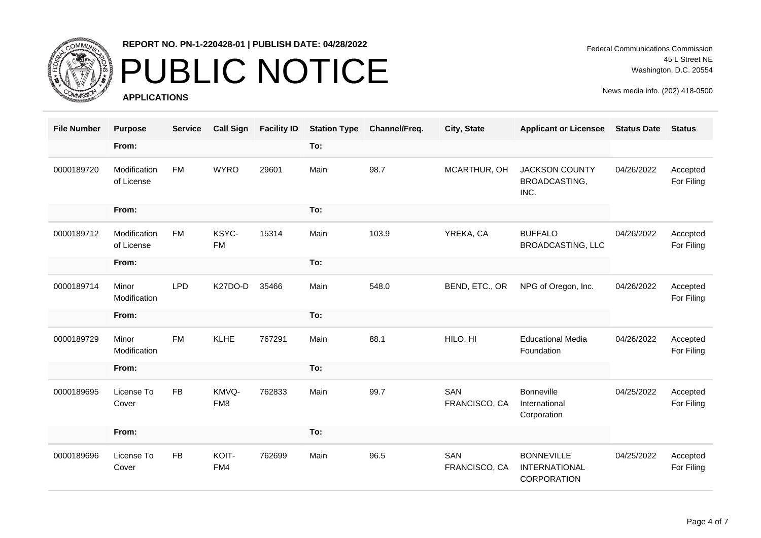**REPORT NO. PN-1-220428-01 | PUBLISH DATE: 04/28/2022**

# PUBLIC NOTICE

**APPLICATIONS**

Federal Communications Commission
45 L Street NE
Washington, D.C. 20554

News media info. (202) 418-0500

| File Number | Purpose | Service | Call Sign | Facility ID | Station Type | Channel/Freq. | City, State | Applicant or Licensee | Status Date | Status |
|---|---|---|---|---|---|---|---|---|---|---|
| | From: | | | | To: | | | | | |
| 0000189720 | Modification of License | FM | WYRO | 29601 | Main | 98.7 | MCARTHUR, OH | JACKSON COUNTY BROADCASTING, INC. | 04/26/2022 | Accepted For Filing |
| | From: | | | | To: | | | | | |
| 0000189712 | Modification of License | FM | KSYC-FM | 15314 | Main | 103.9 | YREKA, CA | BUFFALO BROADCASTING, LLC | 04/26/2022 | Accepted For Filing |
| | From: | | | | To: | | | | | |
| 0000189714 | Minor Modification | LPD | K27DO-D | 35466 | Main | 548.0 | BEND, ETC., OR | NPG of Oregon, Inc. | 04/26/2022 | Accepted For Filing |
| | From: | | | | To: | | | | | |
| 0000189729 | Minor Modification | FM | KLHE | 767291 | Main | 88.1 | HILO, HI | Educational Media Foundation | 04/26/2022 | Accepted For Filing |
| | From: | | | | To: | | | | | |
| 0000189695 | License To Cover | FB | KMVQ-FM8 | 762833 | Main | 99.7 | SAN FRANCISCO, CA | Bonneville International Corporation | 04/25/2022 | Accepted For Filing |
| | From: | | | | To: | | | | | |
| 0000189696 | License To Cover | FB | KOIT-FM4 | 762699 | Main | 96.5 | SAN FRANCISCO, CA | BONNEVILLE INTERNATIONAL CORPORATION | 04/25/2022 | Accepted For Filing |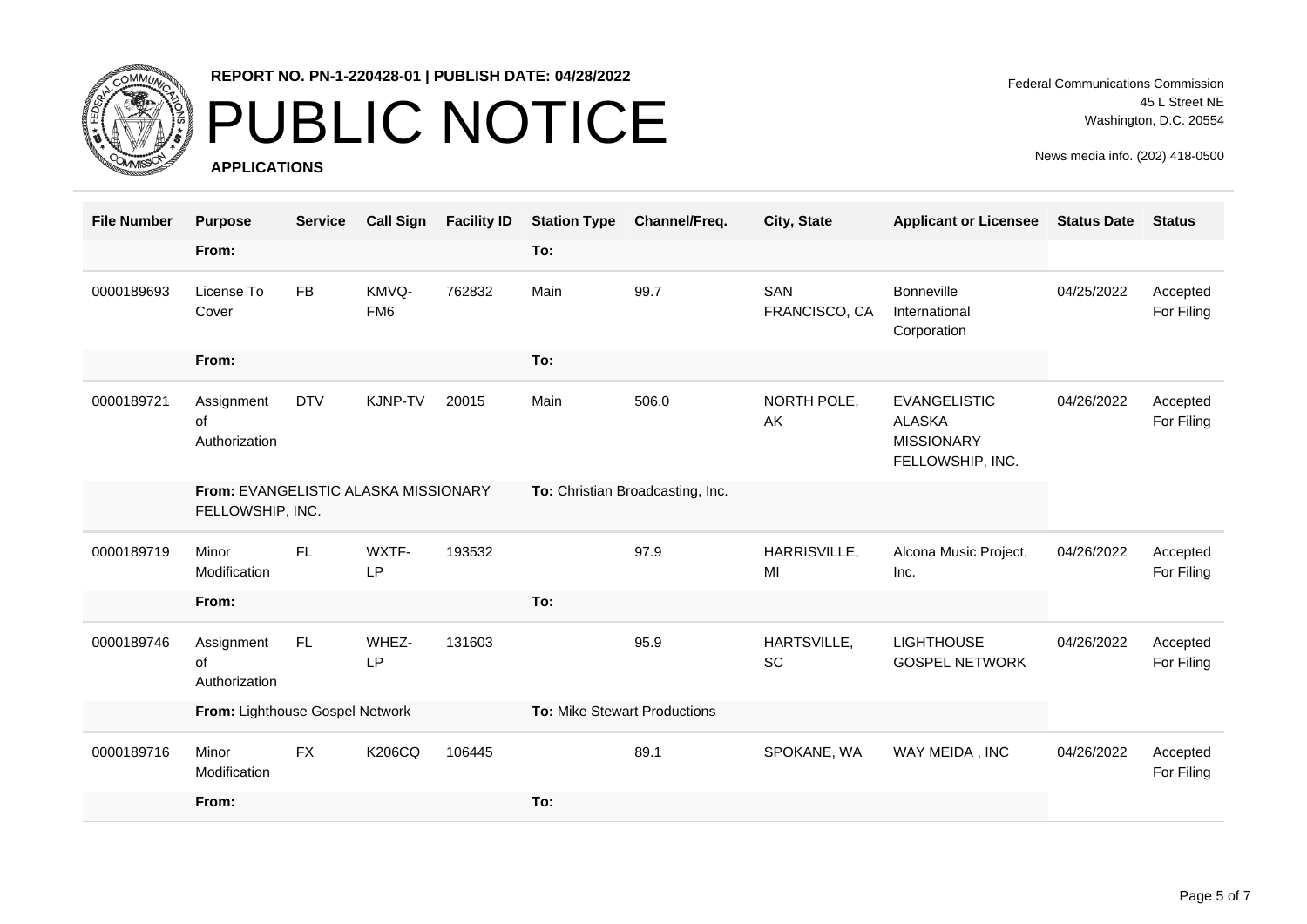**REPORT NO. PN-1-220428-01 | PUBLISH DATE: 04/28/2022**

# PUBLIC NOTICE

**APPLICATIONS**

Federal Communications Commission
45 L Street NE
Washington, D.C. 20554

News media info. (202) 418-0500

| File Number | Purpose | Service | Call Sign | Facility ID | Station Type | Channel/Freq. | City, State | Applicant or Licensee | Status Date | Status |
|---|---|---|---|---|---|---|---|---|---|---|
| | **From:** | | | | **To:** | | | | | |
| 0000189693 | License To Cover | FB | KMVQ-FM6 | 762832 | Main | 99.7 | SAN FRANCISCO, CA | Bonneville International Corporation | 04/25/2022 | Accepted For Filing |
| | **From:** | | | | **To:** | | | | | |
| 0000189721 | Assignment of Authorization | DTV | KJNP-TV | 20015 | Main | 506.0 | NORTH POLE, AK | EVANGELISTIC ALASKA MISSIONARY FELLOWSHIP, INC. | 04/26/2022 | Accepted For Filing |
| | **From:** EVANGELISTIC ALASKA MISSIONARY FELLOWSHIP, INC. | | | | **To:** Christian Broadcasting, Inc. | | | | | |
| 0000189719 | Minor Modification | FL | WXTF-LP | 193532 | | 97.9 | HARRISVILLE, MI | Alcona Music Project, Inc. | 04/26/2022 | Accepted For Filing |
| | **From:** | | | | **To:** | | | | | |
| 0000189746 | Assignment of Authorization | FL | WHEZ-LP | 131603 | | 95.9 | HARTSVILLE, SC | LIGHTHOUSE GOSPEL NETWORK | 04/26/2022 | Accepted For Filing |
| | **From:** Lighthouse Gospel Network | | | | **To:** Mike Stewart Productions | | | | | |
| 0000189716 | Minor Modification | FX | K206CQ | 106445 | | 89.1 | SPOKANE, WA | WAY MEIDA , INC | 04/26/2022 | Accepted For Filing |
| | **From:** | | | | **To:** | | | | | |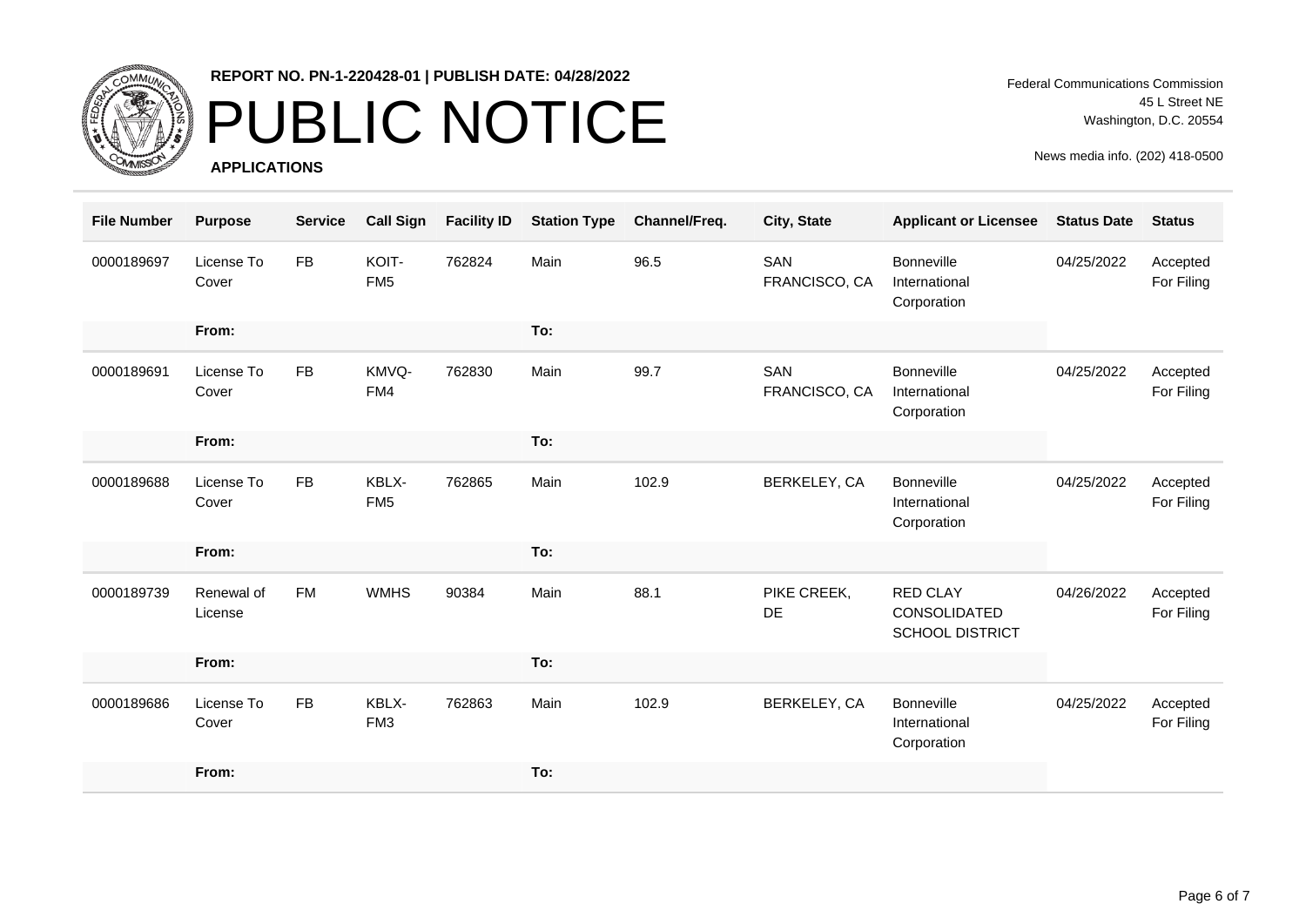**REPORT NO. PN-1-220428-01 | PUBLISH DATE: 04/28/2022**

# PUBLIC NOTICE

**APPLICATIONS**

Federal Communications Commission
45 L Street NE
Washington, D.C. 20554

News media info. (202) 418-0500

| File Number | Purpose | Service | Call Sign | Facility ID | Station Type | Channel/Freq. | City, State | Applicant or Licensee | Status Date | Status |
|---|---|---|---|---|---|---|---|---|---|---|
| 0000189697 | License To Cover | FB | KOIT-FM5 | 762824 | Main | 96.5 | SAN FRANCISCO, CA | Bonneville International Corporation | 04/25/2022 | Accepted For Filing |
| | **From:** | | | | **To:** | | | | | |
| 0000189691 | License To Cover | FB | KMVQ-FM4 | 762830 | Main | 99.7 | SAN FRANCISCO, CA | Bonneville International Corporation | 04/25/2022 | Accepted For Filing |
| | **From:** | | | | **To:** | | | | | |
| 0000189688 | License To Cover | FB | KBLX-FM5 | 762865 | Main | 102.9 | BERKELEY, CA | Bonneville International Corporation | 04/25/2022 | Accepted For Filing |
| | **From:** | | | | **To:** | | | | | |
| 0000189739 | Renewal of License | FM | WMHS | 90384 | Main | 88.1 | PIKE CREEK, DE | RED CLAY CONSOLIDATED SCHOOL DISTRICT | 04/26/2022 | Accepted For Filing |
| | **From:** | | | | **To:** | | | | | |
| 0000189686 | License To Cover | FB | KBLX-FM3 | 762863 | Main | 102.9 | BERKELEY, CA | Bonneville International Corporation | 04/25/2022 | Accepted For Filing |
| | **From:** | | | | **To:** | | | | | |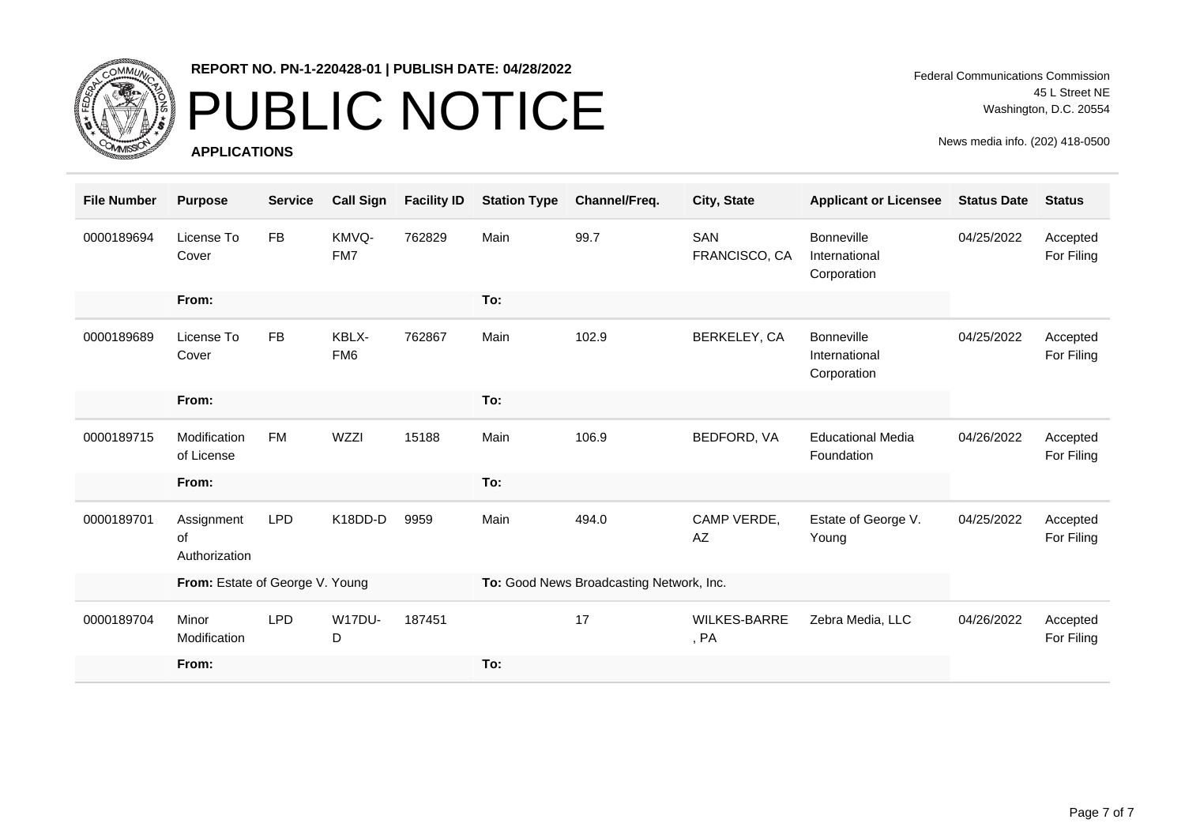**REPORT NO. PN-1-220428-01 | PUBLISH DATE: 04/28/2022**

# PUBLIC NOTICE

**APPLICATIONS**

Federal Communications Commission
45 L Street NE
Washington, D.C. 20554

News media info. (202) 418-0500

| File Number | Purpose | Service | Call Sign | Facility ID | Station Type | Channel/Freq. | City, State | Applicant or Licensee | Status Date | Status |
|---|---|---|---|---|---|---|---|---|---|---|
| 0000189694 | License To Cover | FB | KMVQ-FM7 | 762829 | Main | 99.7 | SAN FRANCISCO, CA | Bonneville International Corporation | 04/25/2022 | Accepted For Filing |
| | **From:** | | | | **To:** | | | | | |
| 0000189689 | License To Cover | FB | KBLX-FM6 | 762867 | Main | 102.9 | BERKELEY, CA | Bonneville International Corporation | 04/25/2022 | Accepted For Filing |
| | **From:** | | | | **To:** | | | | | |
| 0000189715 | Modification of License | FM | WZZI | 15188 | Main | 106.9 | BEDFORD, VA | Educational Media Foundation | 04/26/2022 | Accepted For Filing |
| | **From:** | | | | **To:** | | | | | |
| 0000189701 | Assignment of Authorization | LPD | K18DD-D | 9959 | Main | 494.0 | CAMP VERDE, AZ | Estate of George V. Young | 04/25/2022 | Accepted For Filing |
| | **From:** Estate of George V. Young | | | | **To:** Good News Broadcasting Network, Inc. | | | | | |
| 0000189704 | Minor Modification | LPD | W17DU-D | 187451 | | 17 | WILKES-BARRE, PA | Zebra Media, LLC | 04/26/2022 | Accepted For Filing |
| | **From:** | | | | **To:** | | | | | |